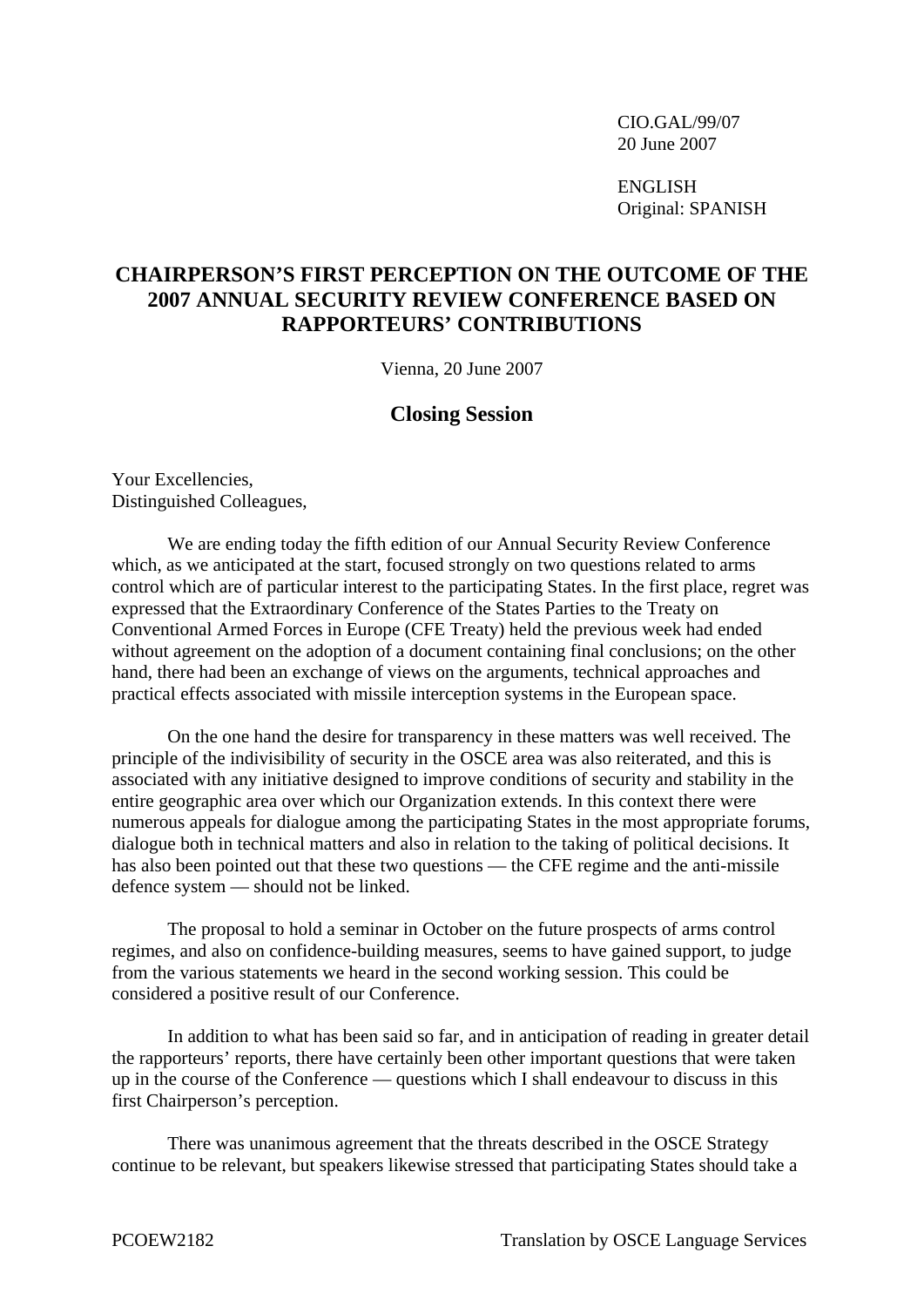CIO.GAL/99/07
20 June 2007

ENGLISH
Original: SPANISH

# CHAIRPERSON'S FIRST PERCEPTION ON THE OUTCOME OF THE 2007 ANNUAL SECURITY REVIEW CONFERENCE BASED ON RAPPORTEURS' CONTRIBUTIONS

Vienna, 20 June 2007

## Closing Session

Your Excellencies,
Distinguished Colleagues,

We are ending today the fifth edition of our Annual Security Review Conference which, as we anticipated at the start, focused strongly on two questions related to arms control which are of particular interest to the participating States. In the first place, regret was expressed that the Extraordinary Conference of the States Parties to the Treaty on Conventional Armed Forces in Europe (CFE Treaty) held the previous week had ended without agreement on the adoption of a document containing final conclusions; on the other hand, there had been an exchange of views on the arguments, technical approaches and practical effects associated with missile interception systems in the European space.

On the one hand the desire for transparency in these matters was well received. The principle of the indivisibility of security in the OSCE area was also reiterated, and this is associated with any initiative designed to improve conditions of security and stability in the entire geographic area over which our Organization extends. In this context there were numerous appeals for dialogue among the participating States in the most appropriate forums, dialogue both in technical matters and also in relation to the taking of political decisions. It has also been pointed out that these two questions — the CFE regime and the anti-missile defence system — should not be linked.

The proposal to hold a seminar in October on the future prospects of arms control regimes, and also on confidence-building measures, seems to have gained support, to judge from the various statements we heard in the second working session. This could be considered a positive result of our Conference.

In addition to what has been said so far, and in anticipation of reading in greater detail the rapporteurs' reports, there have certainly been other important questions that were taken up in the course of the Conference — questions which I shall endeavour to discuss in this first Chairperson's perception.

There was unanimous agreement that the threats described in the OSCE Strategy continue to be relevant, but speakers likewise stressed that participating States should take a

PCOEW2182 Translation by OSCE Language Services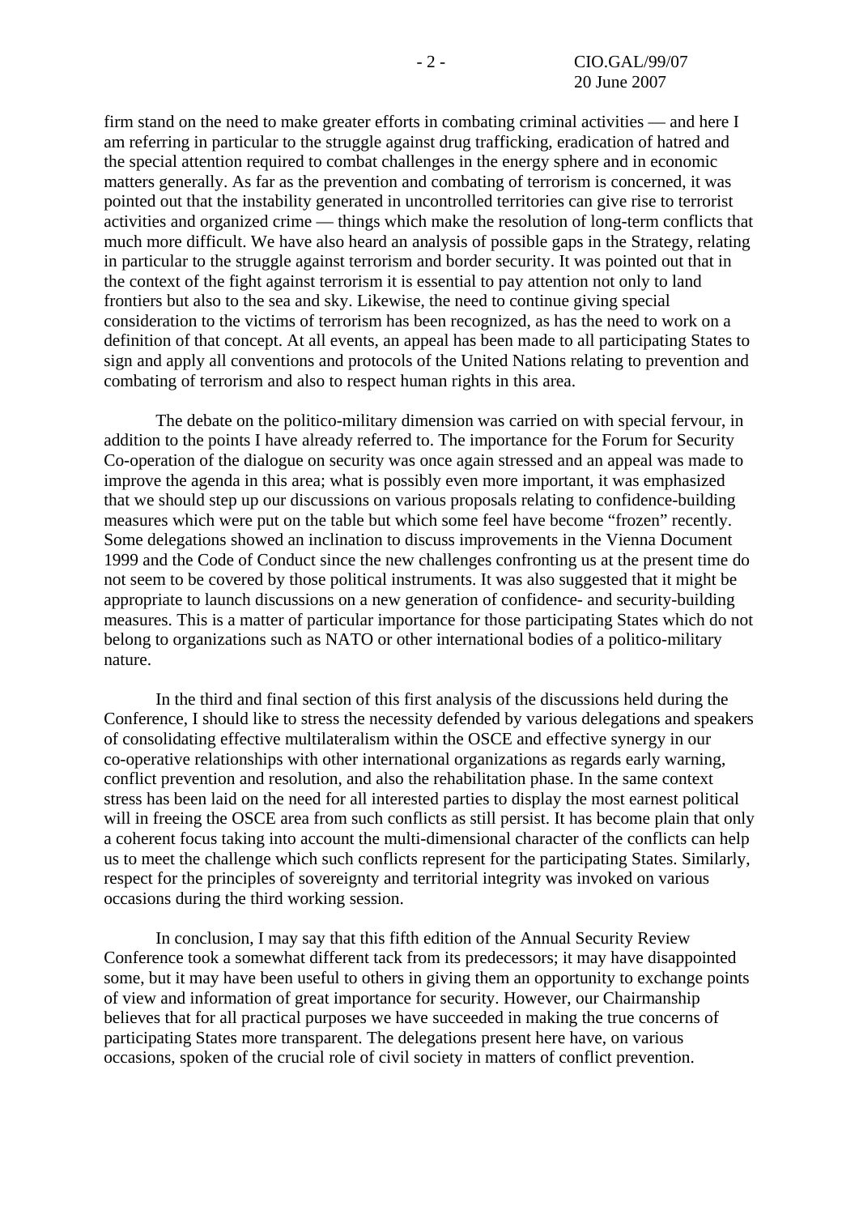firm stand on the need to make greater efforts in combating criminal activities — and here I am referring in particular to the struggle against drug trafficking, eradication of hatred and the special attention required to combat challenges in the energy sphere and in economic matters generally. As far as the prevention and combating of terrorism is concerned, it was pointed out that the instability generated in uncontrolled territories can give rise to terrorist activities and organized crime — things which make the resolution of long-term conflicts that much more difficult. We have also heard an analysis of possible gaps in the Strategy, relating in particular to the struggle against terrorism and border security. It was pointed out that in the context of the fight against terrorism it is essential to pay attention not only to land frontiers but also to the sea and sky. Likewise, the need to continue giving special consideration to the victims of terrorism has been recognized, as has the need to work on a definition of that concept. At all events, an appeal has been made to all participating States to sign and apply all conventions and protocols of the United Nations relating to prevention and combating of terrorism and also to respect human rights in this area.

The debate on the politico-military dimension was carried on with special fervour, in addition to the points I have already referred to. The importance for the Forum for Security Co-operation of the dialogue on security was once again stressed and an appeal was made to improve the agenda in this area; what is possibly even more important, it was emphasized that we should step up our discussions on various proposals relating to confidence-building measures which were put on the table but which some feel have become "frozen" recently. Some delegations showed an inclination to discuss improvements in the Vienna Document 1999 and the Code of Conduct since the new challenges confronting us at the present time do not seem to be covered by those political instruments. It was also suggested that it might be appropriate to launch discussions on a new generation of confidence- and security-building measures. This is a matter of particular importance for those participating States which do not belong to organizations such as NATO or other international bodies of a politico-military nature.

In the third and final section of this first analysis of the discussions held during the Conference, I should like to stress the necessity defended by various delegations and speakers of consolidating effective multilateralism within the OSCE and effective synergy in our co-operative relationships with other international organizations as regards early warning, conflict prevention and resolution, and also the rehabilitation phase. In the same context stress has been laid on the need for all interested parties to display the most earnest political will in freeing the OSCE area from such conflicts as still persist. It has become plain that only a coherent focus taking into account the multi-dimensional character of the conflicts can help us to meet the challenge which such conflicts represent for the participating States. Similarly, respect for the principles of sovereignty and territorial integrity was invoked on various occasions during the third working session.

In conclusion, I may say that this fifth edition of the Annual Security Review Conference took a somewhat different tack from its predecessors; it may have disappointed some, but it may have been useful to others in giving them an opportunity to exchange points of view and information of great importance for security. However, our Chairmanship believes that for all practical purposes we have succeeded in making the true concerns of participating States more transparent. The delegations present here have, on various occasions, spoken of the crucial role of civil society in matters of conflict prevention.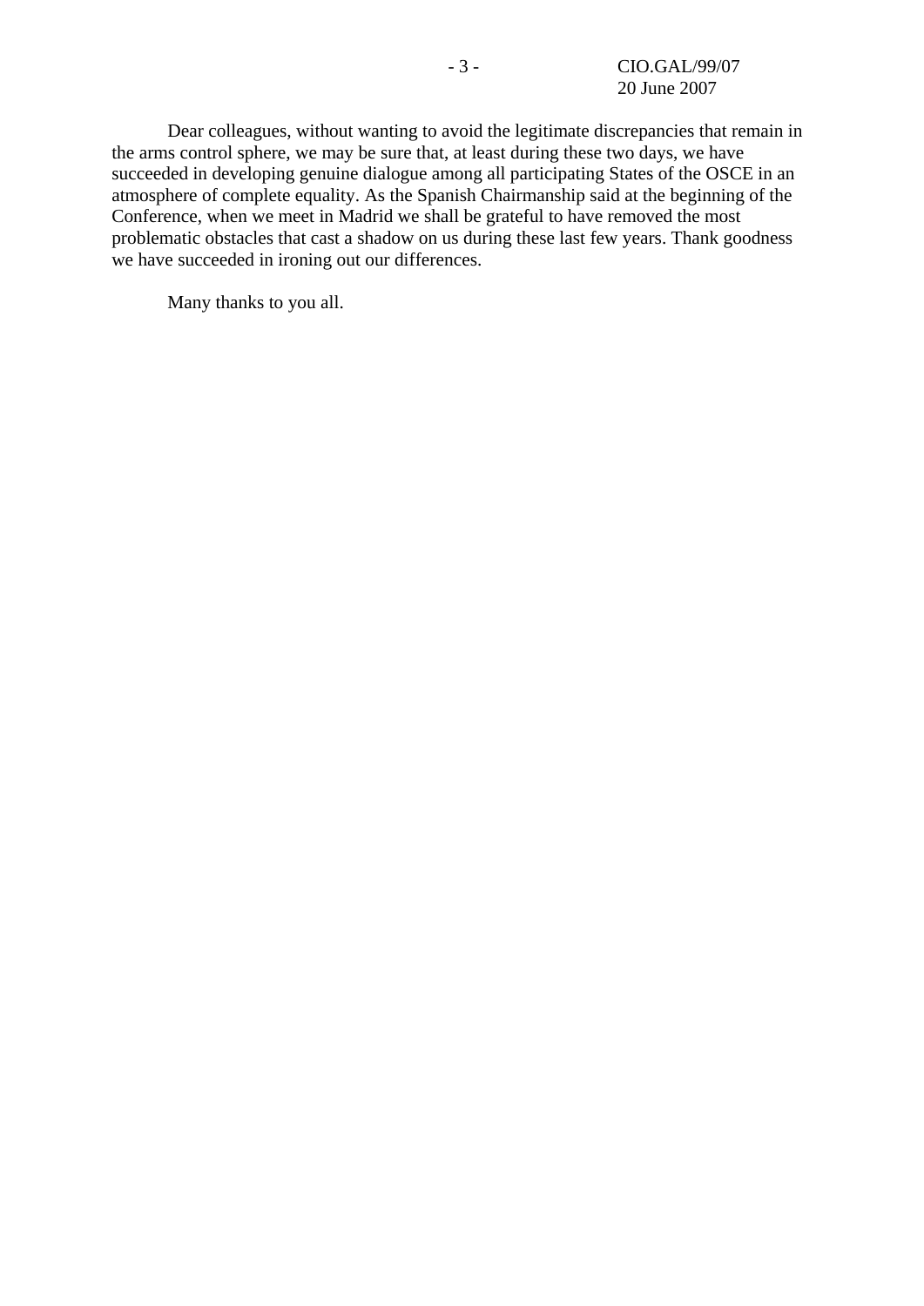Dear colleagues, without wanting to avoid the legitimate discrepancies that remain in the arms control sphere, we may be sure that, at least during these two days, we have succeeded in developing genuine dialogue among all participating States of the OSCE in an atmosphere of complete equality. As the Spanish Chairmanship said at the beginning of the Conference, when we meet in Madrid we shall be grateful to have removed the most problematic obstacles that cast a shadow on us during these last few years. Thank goodness we have succeeded in ironing out our differences.

Many thanks to you all.